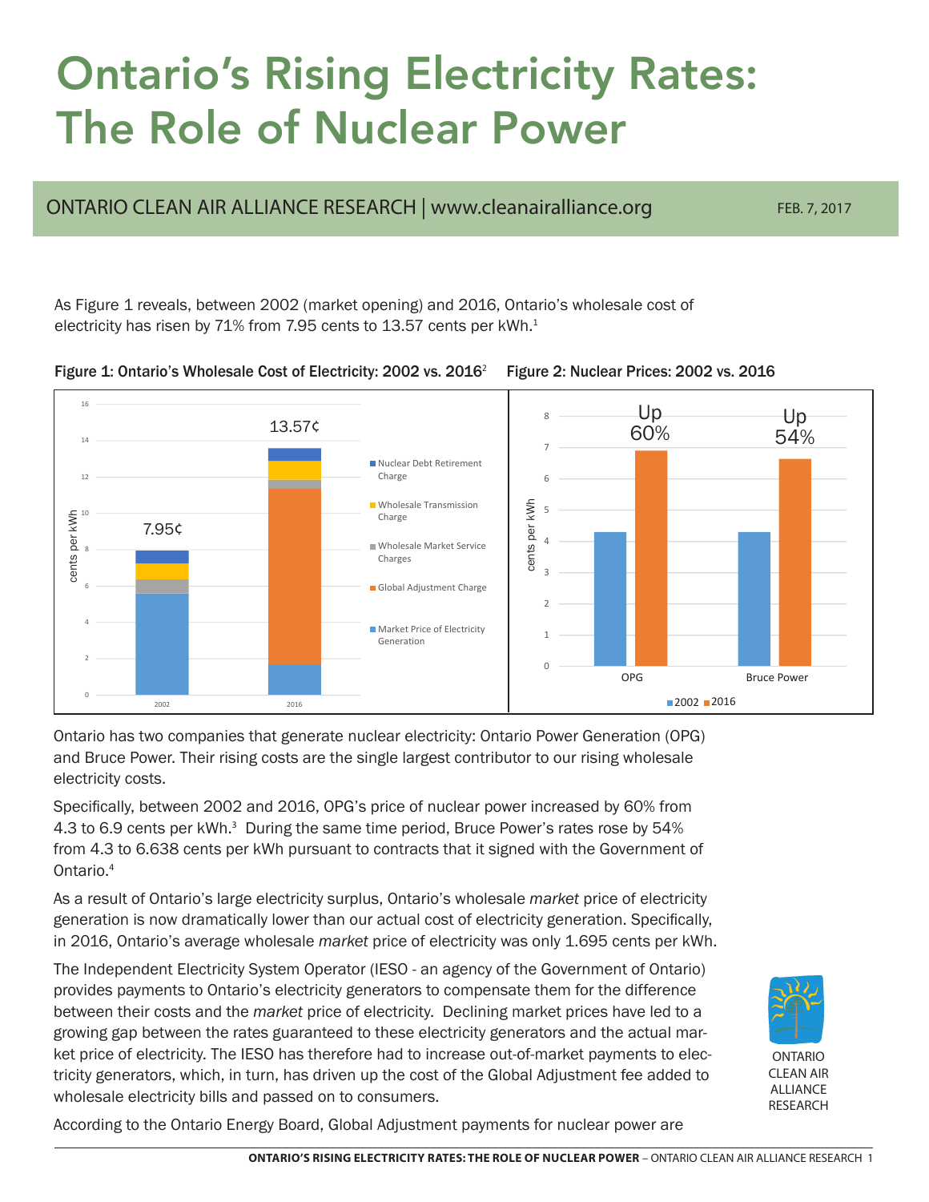# Ontario's Rising Electricity Rates: The Role of Nuclear Power

ONTARIO CLEAN AIR ALLIANCE RESEARCH | www.cleanairalliance.org

FEB. 7, 2017

As Figure 1 reveals, between 2002 (market opening) and 2016, Ontario's wholesale cost of electricity has risen by 71% from 7.95 cents to 13.57 cents per kWh.[1]

Figure 1: Ontario's Wholesale Cost of Electricity: 2002 vs. 2016[2]

Figure 2: Nuclear Prices: 2002 vs. 2016

Ontario has two companies that generate nuclear electricity: Ontario Power Generation (OPG) and Bruce Power. Their rising costs are the single largest contributor to our rising wholesale electricity costs.

Specifically, between 2002 and 2016, OPG's price of nuclear power increased by 60% from 4.3 to 6.9 cents per kWh.[3] During the same time period, Bruce Power's rates rose by 54% from 4.3 to 6.638 cents per kWh pursuant to contracts that it signed with the Government of Ontario.[4]

As a result of Ontario's large electricity surplus, Ontario's wholesale *market* price of electricity generation is now dramatically lower than our actual cost of electricity generation. Specifically, in 2016, Ontario's average wholesale *market* price of electricity was only 1.695 cents per kWh.

The Independent Electricity System Operator (IESO - an agency of the Government of Ontario) provides payments to Ontario's electricity generators to compensate them for the difference between their costs and the *market* price of electricity. Declining market prices have led to a growing gap between the rates guaranteed to these electricity generators and the actual market price of electricity. The IESO has therefore had to increase out-of-market payments to electricity generators, which, in turn, has driven up the cost of the Global Adjustment fee added to wholesale electricity bills and passed on to consumers.

According to the Ontario Energy Board, Global Adjustment payments for nuclear power are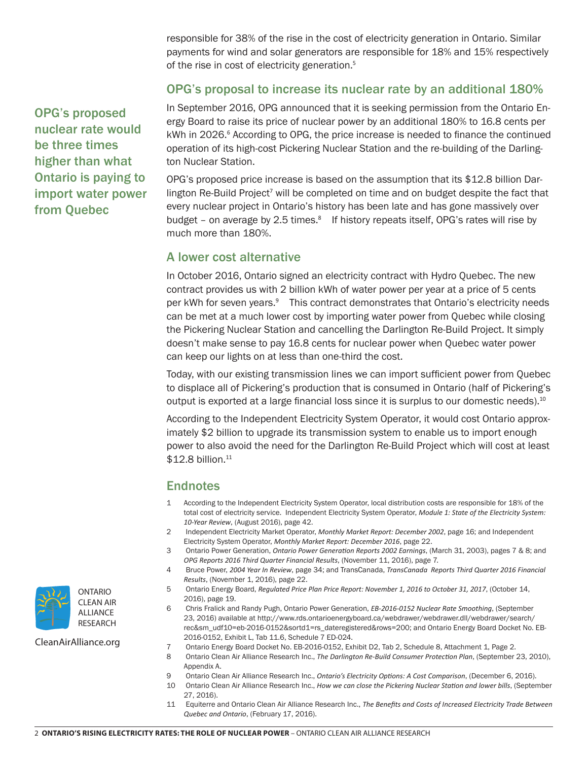responsible for 38% of the rise in the cost of electricity generation in Ontario. Similar payments for wind and solar generators are responsible for 18% and 15% respectively of the rise in cost of electricity generation.[5]

## OPG's proposal to increase its nuclear rate by an additional 180%

**OPG's proposed nuclear rate would be three times higher than what Ontario is paying to import water power from Quebec**

In September 2016, OPG announced that it is seeking permission from the Ontario Energy Board to raise its price of nuclear power by an additional 180% to 16.8 cents per kWh in 2026.[6] According to OPG, the price increase is needed to finance the continued operation of its high-cost Pickering Nuclear Station and the re-building of the Darlington Nuclear Station.

OPG's proposed price increase is based on the assumption that its $12.8 billion Darlington Re-Build Project[7] will be completed on time and on budget despite the fact that every nuclear project in Ontario's history has been late and has gone massively over budget – on average by 2.5 times.[8] If history repeats itself, OPG's rates will rise by much more than 180%.

## A lower cost alternative

In October 2016, Ontario signed an electricity contract with Hydro Quebec. The new contract provides us with 2 billion kWh of water power per year at a price of 5 cents per kWh for seven years.[9] This contract demonstrates that Ontario's electricity needs can be met at a much lower cost by importing water power from Quebec while closing the Pickering Nuclear Station and cancelling the Darlington Re-Build Project. It simply doesn't make sense to pay 16.8 cents for nuclear power when Quebec water power can keep our lights on at less than one-third the cost.

Today, with our existing transmission lines we can import sufficient power from Quebec to displace all of Pickering's production that is consumed in Ontario (half of Pickering's output is exported at a large financial loss since it is surplus to our domestic needs).[10]

According to the Independent Electricity System Operator, it would cost Ontario approximately $2 billion to upgrade its transmission system to enable us to import enough power to also avoid the need for the Darlington Re-Build Project which will cost at least $12.8 billion.[11]

## Endnotes

1. According to the Independent Electricity System Operator, local distribution costs are responsible for 18% of the total cost of electricity service. Independent Electricity System Operator, *Module 1: State of the Electricity System: 10-Year Review*, (August 2016), page 42.
2. Independent Electricity Market Operator, *Monthly Market Report: December 2002*, page 16; and Independent Electricity System Operator, *Monthly Market Report: December 2016*, page 22.
3. Ontario Power Generation, *Ontario Power Generation Reports 2002 Earnings*, (March 31, 2003), pages 7 & 8; and *OPG Reports 2016 Third Quarter Financial Results*, (November 11, 2016), page 7.
4. Bruce Power, *2004 Year In Review*, page 34; and TransCanada, *TransCanada Reports Third Quarter 2016 Financial Results*, (November 1, 2016), page 22.
5. Ontario Energy Board, *Regulated Price Plan Price Report: November 1, 2016 to October 31, 2017*, (October 14, 2016), page 19.
6. Chris Fralick and Randy Pugh, Ontario Power Generation, *EB-2016-0152 Nuclear Rate Smoothing*, (September 23, 2016) available at http://www.rds.ontarioenergyboard.ca/webdrawer/webdrawer.dll/webdrawer/search/rec&sm_udf10=eb-2016-0152&sortd1=rs_dateregistered&rows=200; and Ontario Energy Board Docket No. EB-2016-0152, Exhibit L, Tab 11.6, Schedule 7 ED-024.
7. Ontario Energy Board Docket No. EB-2016-0152, Exhibit D2, Tab 2, Schedule 8, Attachment 1, Page 2.
8. Ontario Clean Air Alliance Research Inc., *The Darlington Re-Build Consumer Protection Plan*, (September 23, 2010), Appendix A.
9. Ontario Clean Air Alliance Research Inc., *Ontario's Electricity Options: A Cost Comparison*, (December 6, 2016).
10. Ontario Clean Air Alliance Research Inc., *How we can close the Pickering Nuclear Station and lower bills*, (September 27, 2016).
11. Equiterre and Ontario Clean Air Alliance Research Inc., *The Benefits and Costs of Increased Electricity Trade Between Quebec and Ontario*, (February 17, 2016).

ONTARIO CLEAN AIR ALLIANCE RESEARCH

CleanAirAlliance.org